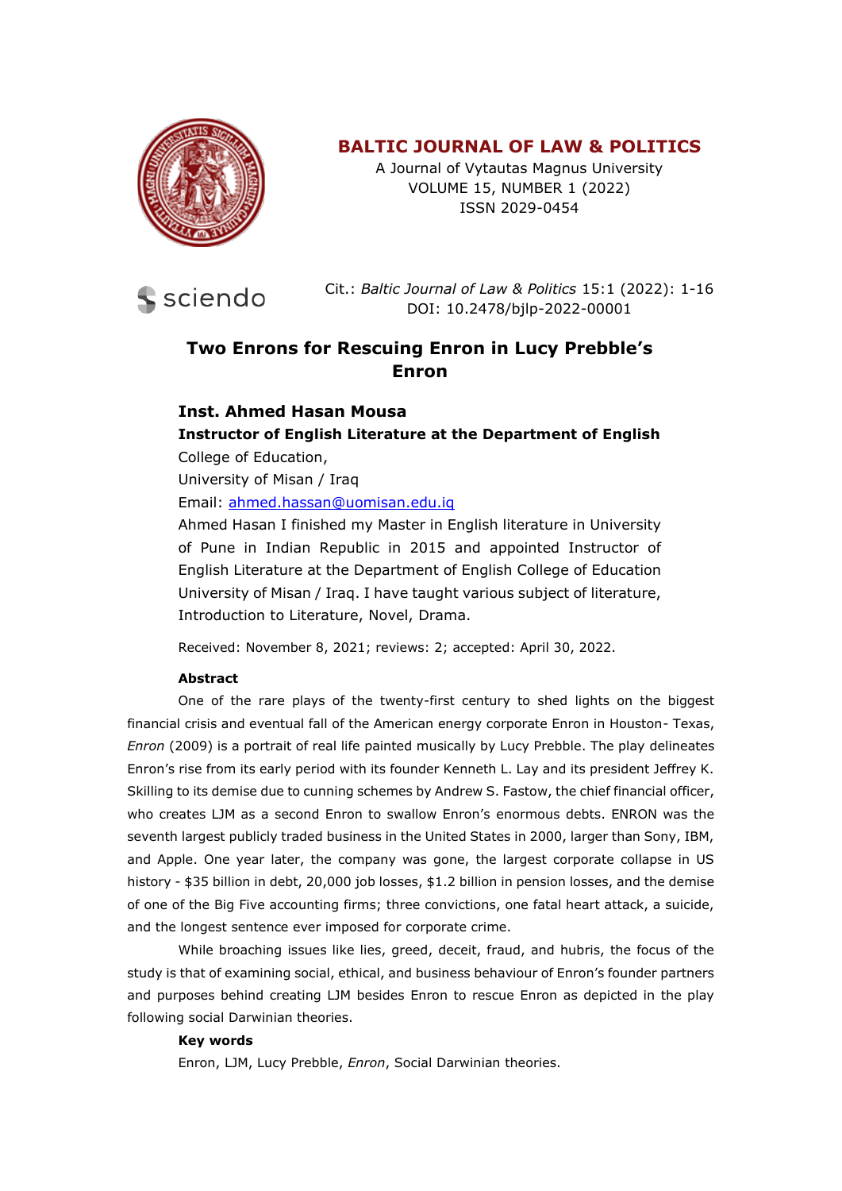# BALTIC JOURNAL OF LAW & POLITICS

A Journal of Vytautas Magnus University
VOLUME 15, NUMBER 1 (2022)
ISSN 2029-0454

Cit.: *Baltic Journal of Law & Politics* 15:1 (2022): 1-16
DOI: 10.2478/bjlp-2022-00001

## Two Enrons for Rescuing Enron in Lucy Prebble's Enron

**Inst. Ahmed Hasan Mousa**

**Instructor of English Literature at the Department of English**

College of Education,

University of Misan / Iraq

Email: ahmed.hassan@uomisan.edu.iq

Ahmed Hasan I finished my Master in English literature in University of Pune in Indian Republic in 2015 and appointed Instructor of English Literature at the Department of English College of Education University of Misan / Iraq. I have taught various subject of literature, Introduction to Literature, Novel, Drama.

Received: November 8, 2021; reviews: 2; accepted: April 30, 2022.

**Abstract**

One of the rare plays of the twenty-first century to shed lights on the biggest financial crisis and eventual fall of the American energy corporate Enron in Houston- Texas, *Enron* (2009) is a portrait of real life painted musically by Lucy Prebble. The play delineates Enron's rise from its early period with its founder Kenneth L. Lay and its president Jeffrey K. Skilling to its demise due to cunning schemes by Andrew S. Fastow, the chief financial officer, who creates LJM as a second Enron to swallow Enron's enormous debts. ENRON was the seventh largest publicly traded business in the United States in 2000, larger than Sony, IBM, and Apple. One year later, the company was gone, the largest corporate collapse in US history - $35 billion in debt, 20,000 job losses, $1.2 billion in pension losses, and the demise of one of the Big Five accounting firms; three convictions, one fatal heart attack, a suicide, and the longest sentence ever imposed for corporate crime.

While broaching issues like lies, greed, deceit, fraud, and hubris, the focus of the study is that of examining social, ethical, and business behaviour of Enron's founder partners and purposes behind creating LJM besides Enron to rescue Enron as depicted in the play following social Darwinian theories.

**Key words**

Enron, LJM, Lucy Prebble, *Enron*, Social Darwinian theories.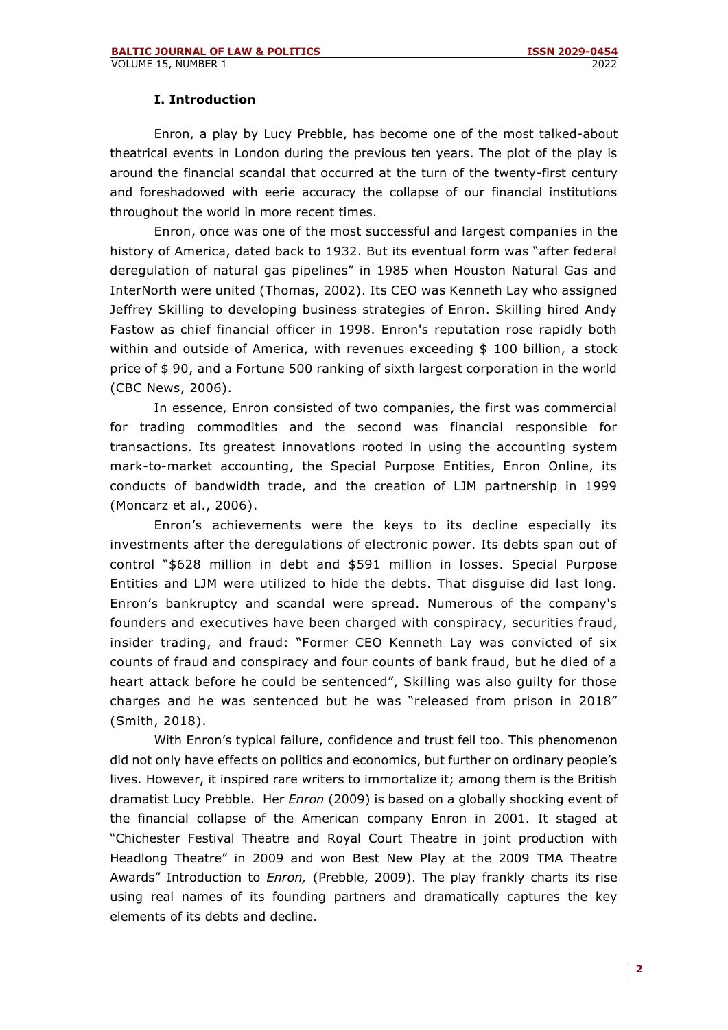## I. Introduction

Enron, a play by Lucy Prebble, has become one of the most talked-about theatrical events in London during the previous ten years. The plot of the play is around the financial scandal that occurred at the turn of the twenty-first century and foreshadowed with eerie accuracy the collapse of our financial institutions throughout the world in more recent times.

Enron, once was one of the most successful and largest companies in the history of America, dated back to 1932. But its eventual form was "after federal deregulation of natural gas pipelines" in 1985 when Houston Natural Gas and InterNorth were united (Thomas, 2002). Its CEO was Kenneth Lay who assigned Jeffrey Skilling to developing business strategies of Enron. Skilling hired Andy Fastow as chief financial officer in 1998. Enron's reputation rose rapidly both within and outside of America, with revenues exceeding $ 100 billion, a stock price of $ 90, and a Fortune 500 ranking of sixth largest corporation in the world (CBC News, 2006).

In essence, Enron consisted of two companies, the first was commercial for trading commodities and the second was financial responsible for transactions. Its greatest innovations rooted in using the accounting system mark-to-market accounting, the Special Purpose Entities, Enron Online, its conducts of bandwidth trade, and the creation of LJM partnership in 1999 (Moncarz et al., 2006).

Enron's achievements were the keys to its decline especially its investments after the deregulations of electronic power. Its debts span out of control "$628 million in debt and $591 million in losses. Special Purpose Entities and LJM were utilized to hide the debts. That disguise did last long. Enron's bankruptcy and scandal were spread. Numerous of the company's founders and executives have been charged with conspiracy, securities fraud, insider trading, and fraud: "Former CEO Kenneth Lay was convicted of six counts of fraud and conspiracy and four counts of bank fraud, but he died of a heart attack before he could be sentenced", Skilling was also guilty for those charges and he was sentenced but he was "released from prison in 2018" (Smith, 2018).

With Enron's typical failure, confidence and trust fell too. This phenomenon did not only have effects on politics and economics, but further on ordinary people's lives. However, it inspired rare writers to immortalize it; among them is the British dramatist Lucy Prebble. Her *Enron* (2009) is based on a globally shocking event of the financial collapse of the American company Enron in 2001. It staged at "Chichester Festival Theatre and Royal Court Theatre in joint production with Headlong Theatre" in 2009 and won Best New Play at the 2009 TMA Theatre Awards" Introduction to *Enron,* (Prebble, 2009). The play frankly charts its rise using real names of its founding partners and dramatically captures the key elements of its debts and decline.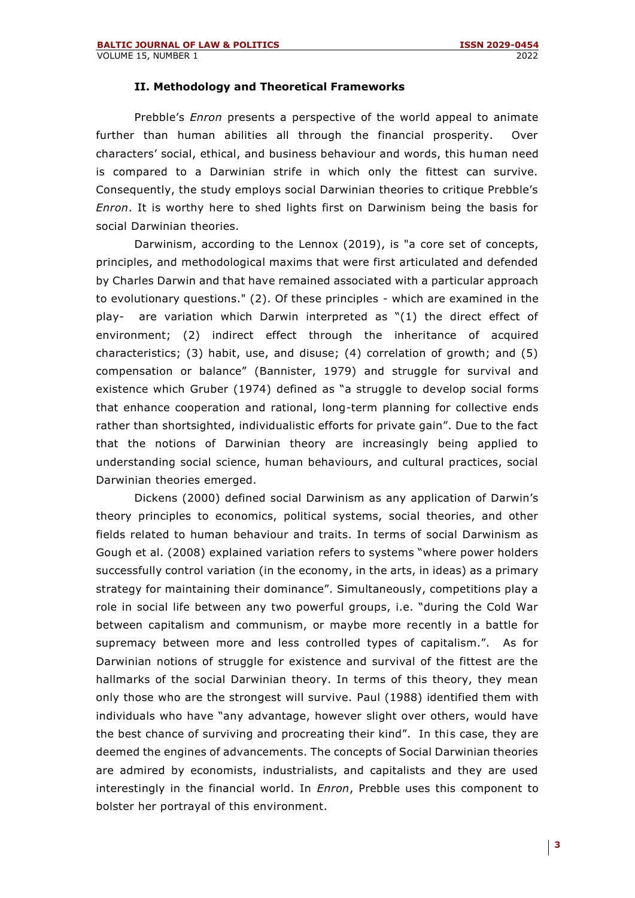## II. Methodology and Theoretical Frameworks

Prebble's *Enron* presents a perspective of the world appeal to animate further than human abilities all through the financial prosperity. Over characters' social, ethical, and business behaviour and words, this human need is compared to a Darwinian strife in which only the fittest can survive. Consequently, the study employs social Darwinian theories to critique Prebble's *Enron*. It is worthy here to shed lights first on Darwinism being the basis for social Darwinian theories.

Darwinism, according to the Lennox (2019), is "a core set of concepts, principles, and methodological maxims that were first articulated and defended by Charles Darwin and that have remained associated with a particular approach to evolutionary questions." (2). Of these principles - which are examined in the play- are variation which Darwin interpreted as "(1) the direct effect of environment; (2) indirect effect through the inheritance of acquired characteristics; (3) habit, use, and disuse; (4) correlation of growth; and (5) compensation or balance" (Bannister, 1979) and struggle for survival and existence which Gruber (1974) defined as "a struggle to develop social forms that enhance cooperation and rational, long-term planning for collective ends rather than shortsighted, individualistic efforts for private gain". Due to the fact that the notions of Darwinian theory are increasingly being applied to understanding social science, human behaviours, and cultural practices, social Darwinian theories emerged.

Dickens (2000) defined social Darwinism as any application of Darwin's theory principles to economics, political systems, social theories, and other fields related to human behaviour and traits. In terms of social Darwinism as Gough et al. (2008) explained variation refers to systems "where power holders successfully control variation (in the economy, in the arts, in ideas) as a primary strategy for maintaining their dominance". Simultaneously, competitions play a role in social life between any two powerful groups, i.e. "during the Cold War between capitalism and communism, or maybe more recently in a battle for supremacy between more and less controlled types of capitalism.". As for Darwinian notions of struggle for existence and survival of the fittest are the hallmarks of the social Darwinian theory. In terms of this theory, they mean only those who are the strongest will survive. Paul (1988) identified them with individuals who have "any advantage, however slight over others, would have the best chance of surviving and procreating their kind". In this case, they are deemed the engines of advancements. The concepts of Social Darwinian theories are admired by economists, industrialists, and capitalists and they are used interestingly in the financial world. In *Enron*, Prebble uses this component to bolster her portrayal of this environment.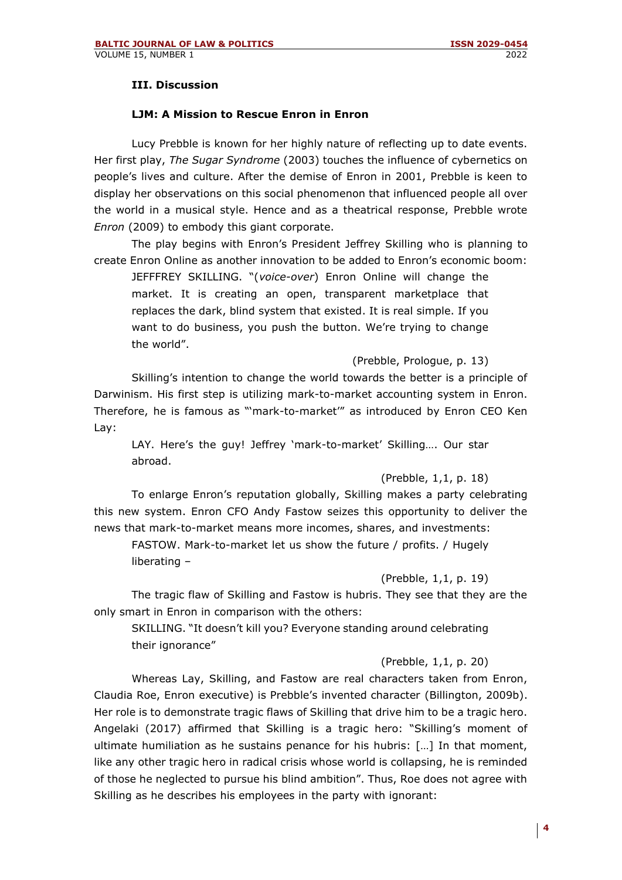### III. Discussion

### LJM: A Mission to Rescue Enron in Enron

Lucy Prebble is known for her highly nature of reflecting up to date events. Her first play, *The Sugar Syndrome* (2003) touches the influence of cybernetics on people's lives and culture. After the demise of Enron in 2001, Prebble is keen to display her observations on this social phenomenon that influenced people all over the world in a musical style. Hence and as a theatrical response, Prebble wrote *Enron* (2009) to embody this giant corporate.

The play begins with Enron's President Jeffrey Skilling who is planning to create Enron Online as another innovation to be added to Enron's economic boom:

> JEFFFREY SKILLING. "(*voice-over*) Enron Online will change the market. It is creating an open, transparent marketplace that replaces the dark, blind system that existed. It is real simple. If you want to do business, you push the button. We're trying to change the world".
>
> (Prebble, Prologue, p. 13)

Skilling's intention to change the world towards the better is a principle of Darwinism. His first step is utilizing mark-to-market accounting system in Enron. Therefore, he is famous as "'mark-to-market'" as introduced by Enron CEO Ken Lay:

> LAY. Here's the guy! Jeffrey 'mark-to-market' Skilling…. Our star abroad.
>
> (Prebble, 1,1, p. 18)

To enlarge Enron's reputation globally, Skilling makes a party celebrating this new system. Enron CFO Andy Fastow seizes this opportunity to deliver the news that mark-to-market means more incomes, shares, and investments:

> FASTOW. Mark-to-market let us show the future / profits. / Hugely liberating –
>
> (Prebble, 1,1, p. 19)

The tragic flaw of Skilling and Fastow is hubris. They see that they are the only smart in Enron in comparison with the others:

> SKILLING. "It doesn't kill you? Everyone standing around celebrating their ignorance"
>
> (Prebble, 1,1, p. 20)

Whereas Lay, Skilling, and Fastow are real characters taken from Enron, Claudia Roe, Enron executive) is Prebble's invented character (Billington, 2009b). Her role is to demonstrate tragic flaws of Skilling that drive him to be a tragic hero. Angelaki (2017) affirmed that Skilling is a tragic hero: "Skilling's moment of ultimate humiliation as he sustains penance for his hubris: […] In that moment, like any other tragic hero in radical crisis whose world is collapsing, he is reminded of those he neglected to pursue his blind ambition". Thus, Roe does not agree with Skilling as he describes his employees in the party with ignorant: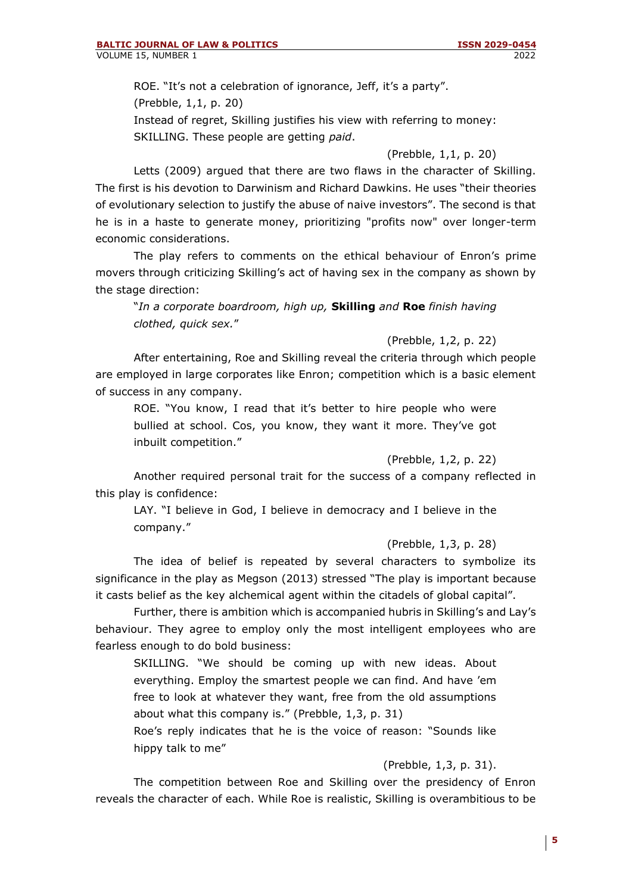ROE. “It’s not a celebration of ignorance, Jeff, it’s a party”.

(Prebble, 1,1, p. 20)

Instead of regret, Skilling justifies his view with referring to money:

SKILLING. These people are getting *paid*.

(Prebble, 1,1, p. 20)

Letts (2009) argued that there are two flaws in the character of Skilling. The first is his devotion to Darwinism and Richard Dawkins. He uses “their theories of evolutionary selection to justify the abuse of naive investors”. The second is that he is in a haste to generate money, prioritizing "profits now" over longer-term economic considerations.

The play refers to comments on the ethical behaviour of Enron’s prime movers through criticizing Skilling’s act of having sex in the company as shown by the stage direction:

“*In a corporate boardroom, high up,* **Skilling** *and* **Roe** *finish having clothed, quick sex.*”

(Prebble, 1,2, p. 22)

After entertaining, Roe and Skilling reveal the criteria through which people are employed in large corporates like Enron; competition which is a basic element of success in any company.

ROE. “You know, I read that it’s better to hire people who were bullied at school. Cos, you know, they want it more. They’ve got inbuilt competition.”

(Prebble, 1,2, p. 22)

Another required personal trait for the success of a company reflected in this play is confidence:

LAY. “I believe in God, I believe in democracy and I believe in the company.”

(Prebble, 1,3, p. 28)

The idea of belief is repeated by several characters to symbolize its significance in the play as Megson (2013) stressed “The play is important because it casts belief as the key alchemical agent within the citadels of global capital”.

Further, there is ambition which is accompanied hubris in Skilling’s and Lay’s behaviour. They agree to employ only the most intelligent employees who are fearless enough to do bold business:

SKILLING. “We should be coming up with new ideas. About everything. Employ the smartest people we can find. And have ’em free to look at whatever they want, free from the old assumptions about what this company is.” (Prebble, 1,3, p. 31)

Roe’s reply indicates that he is the voice of reason: “Sounds like hippy talk to me”

(Prebble, 1,3, p. 31).

The competition between Roe and Skilling over the presidency of Enron reveals the character of each. While Roe is realistic, Skilling is overambitious to be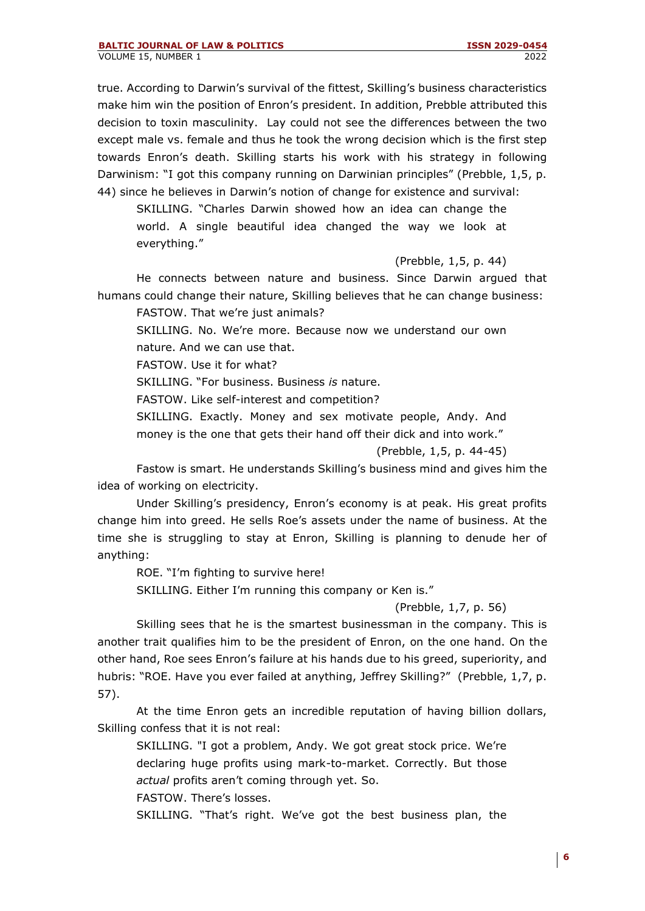true. According to Darwin's survival of the fittest, Skilling's business characteristics make him win the position of Enron's president. In addition, Prebble attributed this decision to toxin masculinity. Lay could not see the differences between the two except male vs. female and thus he took the wrong decision which is the first step towards Enron's death. Skilling starts his work with his strategy in following Darwinism: "I got this company running on Darwinian principles" (Prebble, 1,5, p. 44) since he believes in Darwin's notion of change for existence and survival:

> SKILLING. "Charles Darwin showed how an idea can change the world. A single beautiful idea changed the way we look at everything."
>
> (Prebble, 1,5, p. 44)

He connects between nature and business. Since Darwin argued that humans could change their nature, Skilling believes that he can change business:

> FASTOW. That we're just animals?
>
> SKILLING. No. We're more. Because now we understand our own nature. And we can use that.
>
> FASTOW. Use it for what?
>
> SKILLING. "For business. Business *is* nature.
>
> FASTOW. Like self-interest and competition?
>
> SKILLING. Exactly. Money and sex motivate people, Andy. And money is the one that gets their hand off their dick and into work."
>
> (Prebble, 1,5, p. 44-45)

Fastow is smart. He understands Skilling's business mind and gives him the idea of working on electricity.

Under Skilling's presidency, Enron's economy is at peak. His great profits change him into greed. He sells Roe's assets under the name of business. At the time she is struggling to stay at Enron, Skilling is planning to denude her of anything:

> ROE. "I'm fighting to survive here!
>
> SKILLING. Either I'm running this company or Ken is."
>
> (Prebble, 1,7, p. 56)

Skilling sees that he is the smartest businessman in the company. This is another trait qualifies him to be the president of Enron, on the one hand. On the other hand, Roe sees Enron's failure at his hands due to his greed, superiority, and hubris: "ROE. Have you ever failed at anything, Jeffrey Skilling?" (Prebble, 1,7, p. 57).

At the time Enron gets an incredible reputation of having billion dollars, Skilling confess that it is not real:

> SKILLING. "I got a problem, Andy. We got great stock price. We're declaring huge profits using mark-to-market. Correctly. But those *actual* profits aren't coming through yet. So.
>
> FASTOW. There's losses.
>
> SKILLING. "That's right. We've got the best business plan, the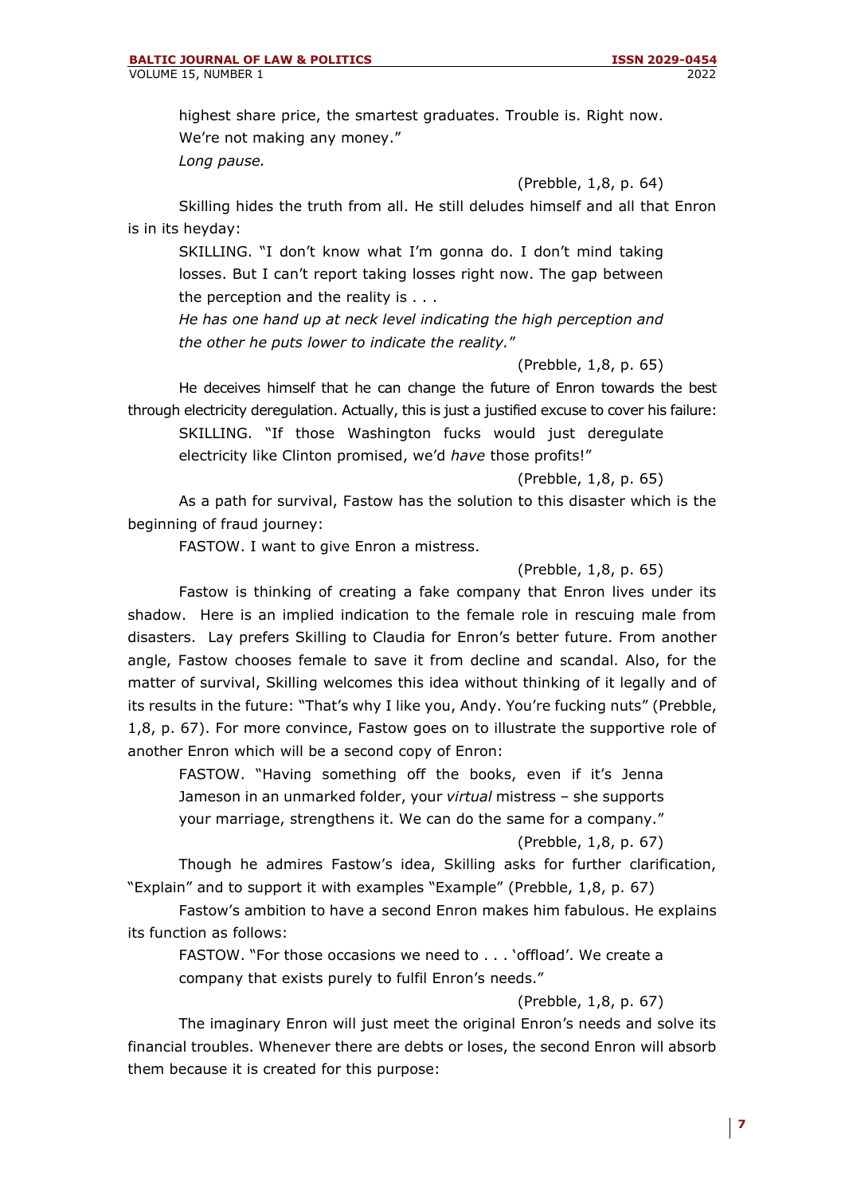> highest share price, the smartest graduates. Trouble is. Right now. We're not making any money."
>
> *Long pause.*
>
> (Prebble, 1,8, p. 64)

Skilling hides the truth from all. He still deludes himself and all that Enron is in its heyday:

> SKILLING. "I don't know what I'm gonna do. I don't mind taking losses. But I can't report taking losses right now. The gap between the perception and the reality is . . .
>
> *He has one hand up at neck level indicating the high perception and the other he puts lower to indicate the reality.*"
>
> (Prebble, 1,8, p. 65)

He deceives himself that he can change the future of Enron towards the best through electricity deregulation. Actually, this is just a justified excuse to cover his failure:

> SKILLING. "If those Washington fucks would just deregulate electricity like Clinton promised, we'd *have* those profits!"
>
> (Prebble, 1,8, p. 65)

As a path for survival, Fastow has the solution to this disaster which is the beginning of fraud journey:

> FASTOW. I want to give Enron a mistress.
>
> (Prebble, 1,8, p. 65)

Fastow is thinking of creating a fake company that Enron lives under its shadow. Here is an implied indication to the female role in rescuing male from disasters. Lay prefers Skilling to Claudia for Enron's better future. From another angle, Fastow chooses female to save it from decline and scandal. Also, for the matter of survival, Skilling welcomes this idea without thinking of it legally and of its results in the future: "That's why I like you, Andy. You're fucking nuts" (Prebble, 1,8, p. 67). For more convince, Fastow goes on to illustrate the supportive role of another Enron which will be a second copy of Enron:

> FASTOW. "Having something off the books, even if it's Jenna Jameson in an unmarked folder, your *virtual* mistress – she supports your marriage, strengthens it. We can do the same for a company."
>
> (Prebble, 1,8, p. 67)

Though he admires Fastow's idea, Skilling asks for further clarification, "Explain" and to support it with examples "Example" (Prebble, 1,8, p. 67)

Fastow's ambition to have a second Enron makes him fabulous. He explains its function as follows:

> FASTOW. "For those occasions we need to . . . 'offload'. We create a company that exists purely to fulfil Enron's needs."
>
> (Prebble, 1,8, p. 67)

The imaginary Enron will just meet the original Enron's needs and solve its financial troubles. Whenever there are debts or loses, the second Enron will absorb them because it is created for this purpose: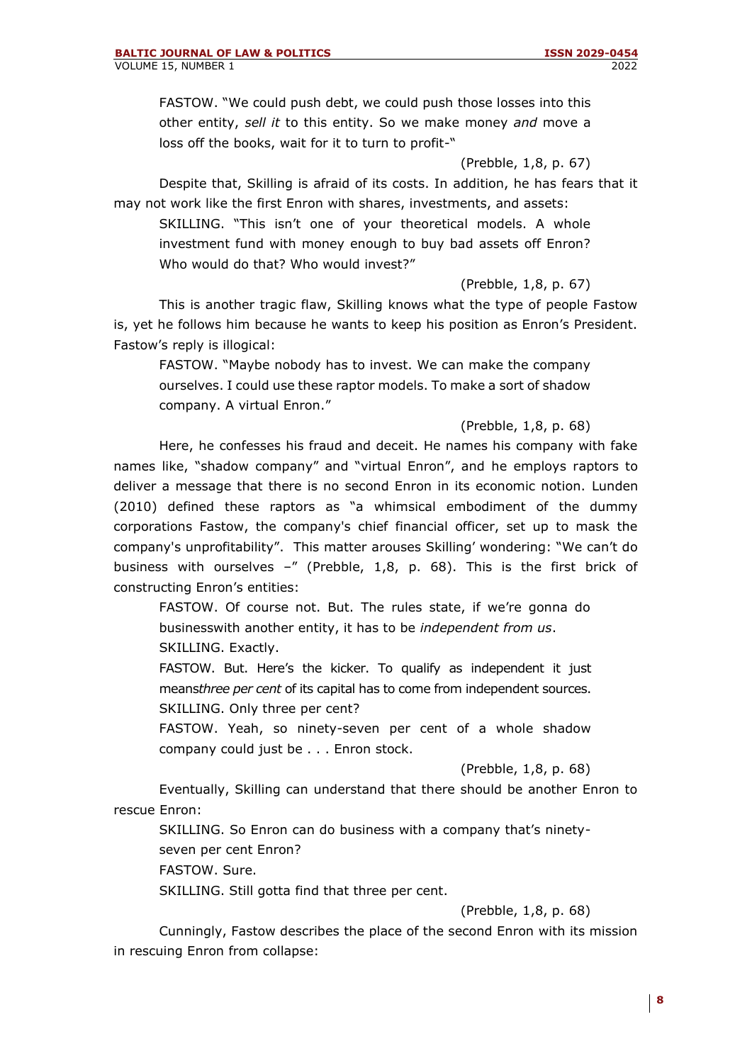> FASTOW. "We could push debt, we could push those losses into this other entity, *sell it* to this entity. So we make money *and* move a loss off the books, wait for it to turn to profit-"
>
> (Prebble, 1,8, p. 67)

Despite that, Skilling is afraid of its costs. In addition, he has fears that it may not work like the first Enron with shares, investments, and assets:

> SKILLING. "This isn't one of your theoretical models. A whole investment fund with money enough to buy bad assets off Enron? Who would do that? Who would invest?"
>
> (Prebble, 1,8, p. 67)

This is another tragic flaw, Skilling knows what the type of people Fastow is, yet he follows him because he wants to keep his position as Enron's President. Fastow's reply is illogical:

> FASTOW. "Maybe nobody has to invest. We can make the company ourselves. I could use these raptor models. To make a sort of shadow company. A virtual Enron."
>
> (Prebble, 1,8, p. 68)

Here, he confesses his fraud and deceit. He names his company with fake names like, "shadow company" and "virtual Enron", and he employs raptors to deliver a message that there is no second Enron in its economic notion. Lunden (2010) defined these raptors as "a whimsical embodiment of the dummy corporations Fastow, the company's chief financial officer, set up to mask the company's unprofitability". This matter arouses Skilling' wondering: "We can't do business with ourselves –" (Prebble, 1,8, p. 68). This is the first brick of constructing Enron's entities:

> FASTOW. Of course not. But. The rules state, if we're gonna do businesswith another entity, it has to be *independent from us*.
>
> SKILLING. Exactly.
>
> FASTOW. But. Here's the kicker. To qualify as independent it just means*three per cent* of its capital has to come from independent sources.
>
> SKILLING. Only three per cent?
>
> FASTOW. Yeah, so ninety-seven per cent of a whole shadow company could just be . . . Enron stock.
>
> (Prebble, 1,8, p. 68)

Eventually, Skilling can understand that there should be another Enron to rescue Enron:

> SKILLING. So Enron can do business with a company that's ninety-seven per cent Enron?
>
> FASTOW. Sure.
>
> SKILLING. Still gotta find that three per cent.
>
> (Prebble, 1,8, p. 68)

Cunningly, Fastow describes the place of the second Enron with its mission in rescuing Enron from collapse: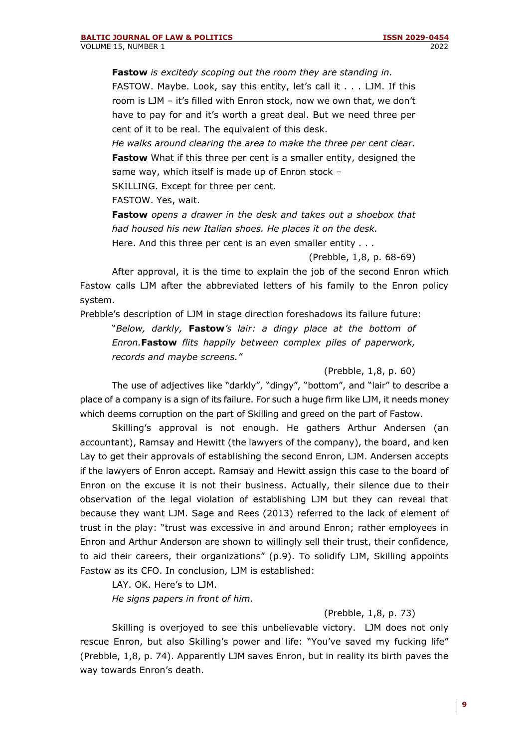**Fastow** *is excitedy scoping out the room they are standing in.*

FASTOW. Maybe. Look, say this entity, let's call it . . . LJM. If this room is LJM – it's filled with Enron stock, now we own that, we don't have to pay for and it's worth a great deal. But we need three per cent of it to be real. The equivalent of this desk.

*He walks around clearing the area to make the three per cent clear.*

**Fastow** What if this three per cent is a smaller entity, designed the same way, which itself is made up of Enron stock –

SKILLING. Except for three per cent.

FASTOW. Yes, wait.

**Fastow** *opens a drawer in the desk and takes out a shoebox that had housed his new Italian shoes. He places it on the desk.*

Here. And this three per cent is an even smaller entity . . .

(Prebble, 1,8, p. 68-69)

After approval, it is the time to explain the job of the second Enron which Fastow calls LJM after the abbreviated letters of his family to the Enron policy system.

Prebble's description of LJM in stage direction foreshadows its failure future:

"*Below, darkly,* **Fastow***'s lair: a dingy place at the bottom of Enron.***Fastow** *flits happily between complex piles of paperwork, records and maybe screens."*

(Prebble, 1,8, p. 60)

The use of adjectives like "darkly", "dingy", "bottom", and "lair" to describe a place of a company is a sign of its failure. For such a huge firm like LJM, it needs money which deems corruption on the part of Skilling and greed on the part of Fastow.

Skilling's approval is not enough. He gathers Arthur Andersen (an accountant), Ramsay and Hewitt (the lawyers of the company), the board, and ken Lay to get their approvals of establishing the second Enron, LJM. Andersen accepts if the lawyers of Enron accept. Ramsay and Hewitt assign this case to the board of Enron on the excuse it is not their business. Actually, their silence due to their observation of the legal violation of establishing LJM but they can reveal that because they want LJM. Sage and Rees (2013) referred to the lack of element of trust in the play: "trust was excessive in and around Enron; rather employees in Enron and Arthur Anderson are shown to willingly sell their trust, their confidence, to aid their careers, their organizations" (p.9). To solidify LJM, Skilling appoints Fastow as its CFO. In conclusion, LJM is established:

LAY. OK. Here's to LJM.

*He signs papers in front of him.*

(Prebble, 1,8, p. 73)

Skilling is overjoyed to see this unbelievable victory. LJM does not only rescue Enron, but also Skilling's power and life: "You've saved my fucking life" (Prebble, 1,8, p. 74). Apparently LJM saves Enron, but in reality its birth paves the way towards Enron's death.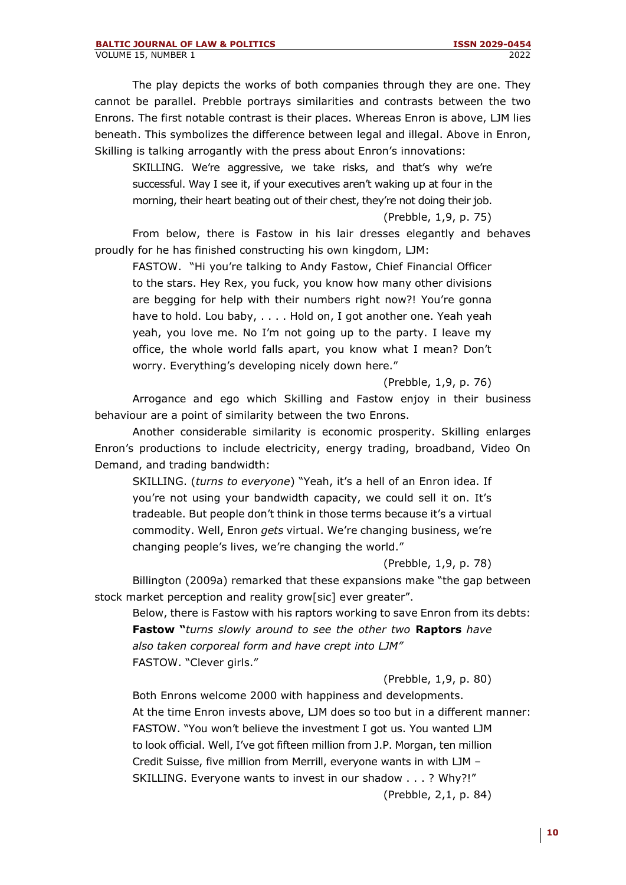The play depicts the works of both companies through they are one. They cannot be parallel. Prebble portrays similarities and contrasts between the two Enrons. The first notable contrast is their places. Whereas Enron is above, LJM lies beneath. This symbolizes the difference between legal and illegal. Above in Enron, Skilling is talking arrogantly with the press about Enron's innovations:

> SKILLING. We're aggressive, we take risks, and that's why we're successful. Way I see it, if your executives aren't waking up at four in the morning, their heart beating out of their chest, they're not doing their job.
>
> (Prebble, 1,9, p. 75)

From below, there is Fastow in his lair dresses elegantly and behaves proudly for he has finished constructing his own kingdom, LJM:

> FASTOW. "Hi you're talking to Andy Fastow, Chief Financial Officer to the stars. Hey Rex, you fuck, you know how many other divisions are begging for help with their numbers right now?! You're gonna have to hold. Lou baby, . . . . Hold on, I got another one. Yeah yeah yeah, you love me. No I'm not going up to the party. I leave my office, the whole world falls apart, you know what I mean? Don't worry. Everything's developing nicely down here."
>
> (Prebble, 1,9, p. 76)

Arrogance and ego which Skilling and Fastow enjoy in their business behaviour are a point of similarity between the two Enrons.

Another considerable similarity is economic prosperity. Skilling enlarges Enron's productions to include electricity, energy trading, broadband, Video On Demand, and trading bandwidth:

> SKILLING. (*turns to everyone*) "Yeah, it's a hell of an Enron idea. If you're not using your bandwidth capacity, we could sell it on. It's tradeable. But people don't think in those terms because it's a virtual commodity. Well, Enron *gets* virtual. We're changing business, we're changing people's lives, we're changing the world."
>
> (Prebble, 1,9, p. 78)

Billington (2009a) remarked that these expansions make "the gap between stock market perception and reality grow[sic] ever greater".

Below, there is Fastow with his raptors working to save Enron from its debts:

> **Fastow "***turns slowly around to see the other two* **Raptors** *have also taken corporeal form and have crept into LJM"*
> FASTOW. "Clever girls."
>
> (Prebble, 1,9, p. 80)

Both Enrons welcome 2000 with happiness and developments.

At the time Enron invests above, LJM does so too but in a different manner:

> FASTOW. "You won't believe the investment I got us. You wanted LJM to look official. Well, I've got fifteen million from J.P. Morgan, ten million Credit Suisse, five million from Merrill, everyone wants in with LJM –
> SKILLING. Everyone wants to invest in our shadow . . . ? Why?!"
>
> (Prebble, 2,1, p. 84)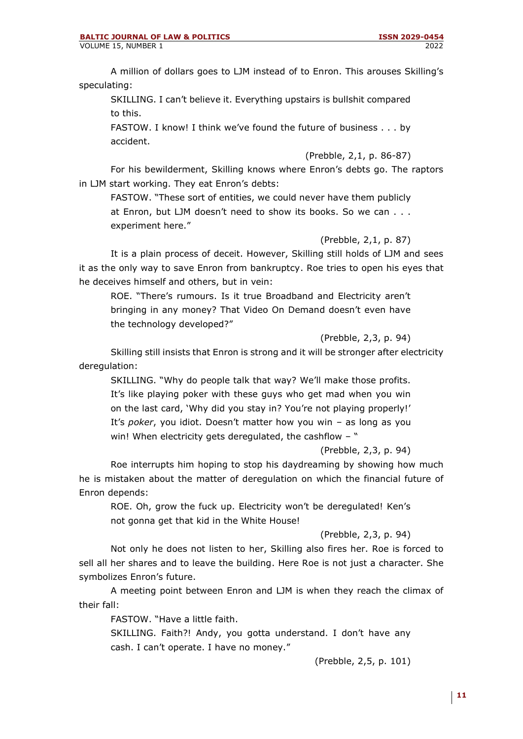A million of dollars goes to LJM instead of to Enron. This arouses Skilling's speculating:

> SKILLING. I can't believe it. Everything upstairs is bullshit compared to this.
>
> FASTOW. I know! I think we've found the future of business . . . by accident.
>
> (Prebble, 2,1, p. 86-87)

For his bewilderment, Skilling knows where Enron's debts go. The raptors in LJM start working. They eat Enron's debts:

> FASTOW. "These sort of entities, we could never have them publicly at Enron, but LJM doesn't need to show its books. So we can . . . experiment here."
>
> (Prebble, 2,1, p. 87)

It is a plain process of deceit. However, Skilling still holds of LJM and sees it as the only way to save Enron from bankruptcy. Roe tries to open his eyes that he deceives himself and others, but in vein:

> ROE. "There's rumours. Is it true Broadband and Electricity aren't bringing in any money? That Video On Demand doesn't even have the technology developed?"
>
> (Prebble, 2,3, p. 94)

Skilling still insists that Enron is strong and it will be stronger after electricity deregulation:

> SKILLING. "Why do people talk that way? We'll make those profits. It's like playing poker with these guys who get mad when you win on the last card, 'Why did you stay in? You're not playing properly!' It's *poker*, you idiot. Doesn't matter how you win – as long as you win! When electricity gets deregulated, the cashflow – "
>
> (Prebble, 2,3, p. 94)

Roe interrupts him hoping to stop his daydreaming by showing how much he is mistaken about the matter of deregulation on which the financial future of Enron depends:

> ROE. Oh, grow the fuck up. Electricity won't be deregulated! Ken's not gonna get that kid in the White House!
>
> (Prebble, 2,3, p. 94)

Not only he does not listen to her, Skilling also fires her. Roe is forced to sell all her shares and to leave the building. Here Roe is not just a character. She symbolizes Enron's future.

A meeting point between Enron and LJM is when they reach the climax of their fall:

> FASTOW. "Have a little faith.
>
> SKILLING. Faith?! Andy, you gotta understand. I don't have any cash. I can't operate. I have no money."
>
> (Prebble, 2,5, p. 101)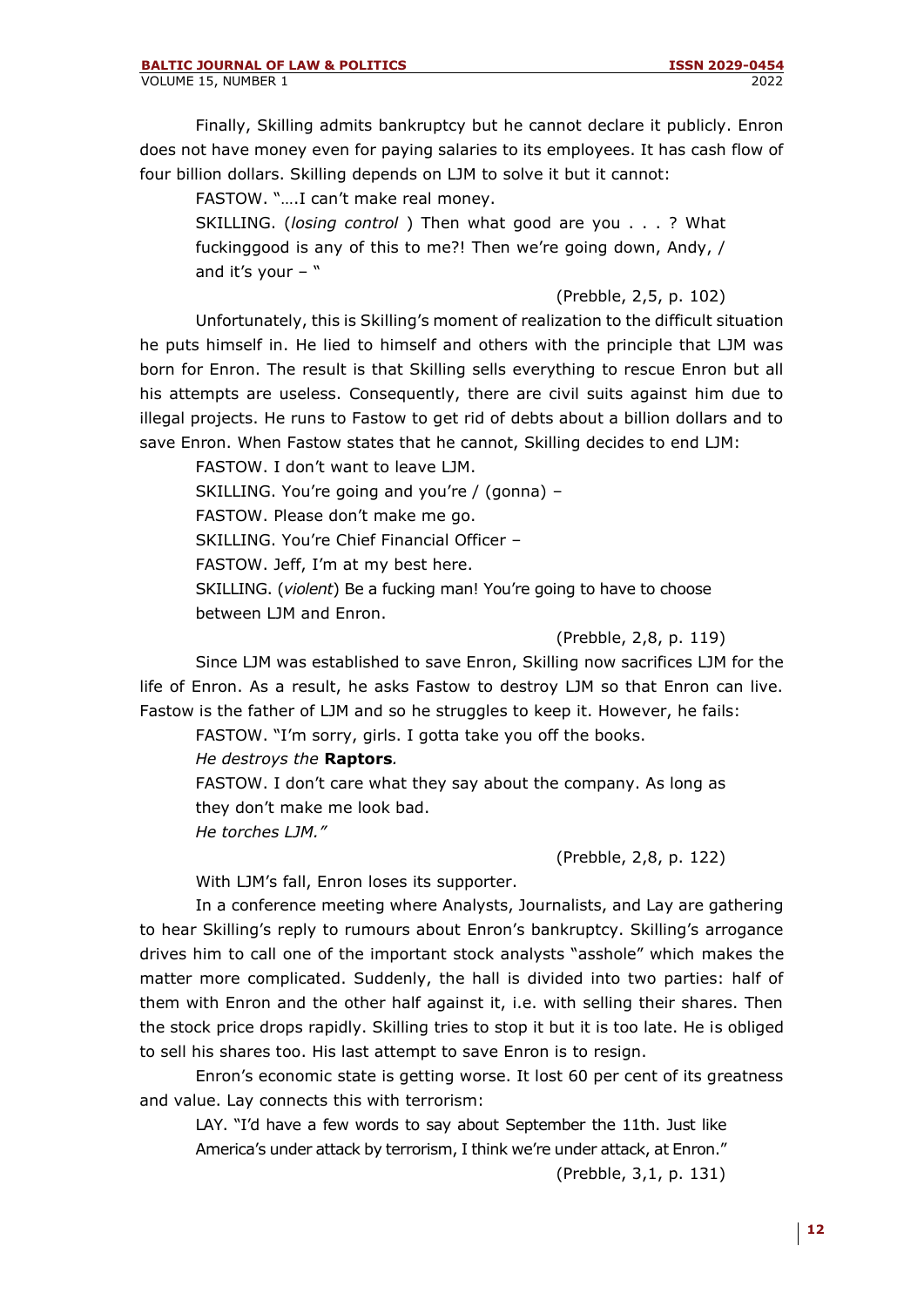Finally, Skilling admits bankruptcy but he cannot declare it publicly. Enron does not have money even for paying salaries to its employees. It has cash flow of four billion dollars. Skilling depends on LJM to solve it but it cannot:

> FASTOW. "….I can't make real money.
>
> SKILLING. (*losing control* ) Then what good are you . . . ? What fuckinggood is any of this to me?! Then we're going down, Andy, / and it's your – "
>
> (Prebble, 2,5, p. 102)

Unfortunately, this is Skilling's moment of realization to the difficult situation he puts himself in. He lied to himself and others with the principle that LJM was born for Enron. The result is that Skilling sells everything to rescue Enron but all his attempts are useless. Consequently, there are civil suits against him due to illegal projects. He runs to Fastow to get rid of debts about a billion dollars and to save Enron. When Fastow states that he cannot, Skilling decides to end LJM:

> FASTOW. I don't want to leave LJM.
>
> SKILLING. You're going and you're / (gonna) –
>
> FASTOW. Please don't make me go.
>
> SKILLING. You're Chief Financial Officer –
>
> FASTOW. Jeff, I'm at my best here.
>
> SKILLING. (*violent*) Be a fucking man! You're going to have to choose between LJM and Enron.
>
> (Prebble, 2,8, p. 119)

Since LJM was established to save Enron, Skilling now sacrifices LJM for the life of Enron. As a result, he asks Fastow to destroy LJM so that Enron can live. Fastow is the father of LJM and so he struggles to keep it. However, he fails:

> FASTOW. "I'm sorry, girls. I gotta take you off the books.
>
> *He destroys the* **Raptors***.*
>
> FASTOW. I don't care what they say about the company. As long as they don't make me look bad.
>
> *He torches LJM."*
>
> (Prebble, 2,8, p. 122)

With LJM's fall, Enron loses its supporter.

In a conference meeting where Analysts, Journalists, and Lay are gathering to hear Skilling's reply to rumours about Enron's bankruptcy. Skilling's arrogance drives him to call one of the important stock analysts "asshole" which makes the matter more complicated. Suddenly, the hall is divided into two parties: half of them with Enron and the other half against it, i.e. with selling their shares. Then the stock price drops rapidly. Skilling tries to stop it but it is too late. He is obliged to sell his shares too. His last attempt to save Enron is to resign.

Enron's economic state is getting worse. It lost 60 per cent of its greatness and value. Lay connects this with terrorism:

> LAY. "I'd have a few words to say about September the 11th. Just like America's under attack by terrorism, I think we're under attack, at Enron."
>
> (Prebble, 3,1, p. 131)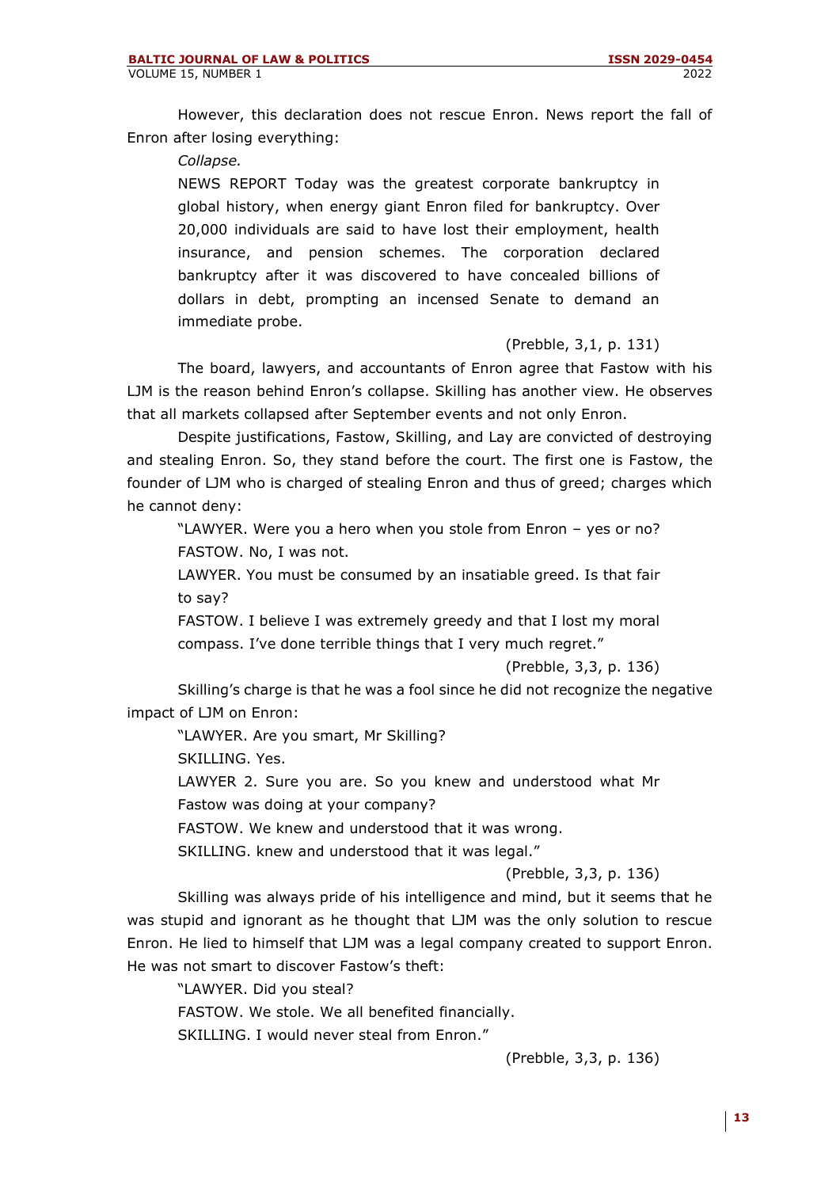However, this declaration does not rescue Enron. News report the fall of Enron after losing everything:

> *Collapse.*
>
> NEWS REPORT Today was the greatest corporate bankruptcy in global history, when energy giant Enron filed for bankruptcy. Over 20,000 individuals are said to have lost their employment, health insurance, and pension schemes. The corporation declared bankruptcy after it was discovered to have concealed billions of dollars in debt, prompting an incensed Senate to demand an immediate probe.
>
> (Prebble, 3,1, p. 131)

The board, lawyers, and accountants of Enron agree that Fastow with his LJM is the reason behind Enron's collapse. Skilling has another view. He observes that all markets collapsed after September events and not only Enron.

Despite justifications, Fastow, Skilling, and Lay are convicted of destroying and stealing Enron. So, they stand before the court. The first one is Fastow, the founder of LJM who is charged of stealing Enron and thus of greed; charges which he cannot deny:

> "LAWYER. Were you a hero when you stole from Enron – yes or no?
>
> FASTOW. No, I was not.
>
> LAWYER. You must be consumed by an insatiable greed. Is that fair to say?
>
> FASTOW. I believe I was extremely greedy and that I lost my moral compass. I've done terrible things that I very much regret."
>
> (Prebble, 3,3, p. 136)

Skilling's charge is that he was a fool since he did not recognize the negative impact of LJM on Enron:

> "LAWYER. Are you smart, Mr Skilling?
>
> SKILLING. Yes.
>
> LAWYER 2. Sure you are. So you knew and understood what Mr Fastow was doing at your company?
>
> FASTOW. We knew and understood that it was wrong.
>
> SKILLING. knew and understood that it was legal."
>
> (Prebble, 3,3, p. 136)

Skilling was always pride of his intelligence and mind, but it seems that he was stupid and ignorant as he thought that LJM was the only solution to rescue Enron. He lied to himself that LJM was a legal company created to support Enron. He was not smart to discover Fastow's theft:

> "LAWYER. Did you steal?
>
> FASTOW. We stole. We all benefited financially.
>
> SKILLING. I would never steal from Enron."
>
> (Prebble, 3,3, p. 136)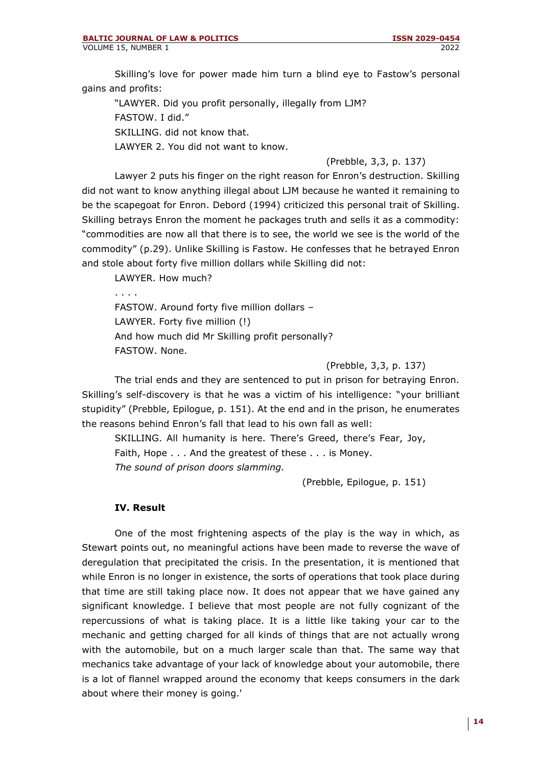Skilling's love for power made him turn a blind eye to Fastow's personal gains and profits:

> "LAWYER. Did you profit personally, illegally from LJM?
> FASTOW. I did."
> SKILLING. did not know that.
> LAWYER 2. You did not want to know.
>
> (Prebble, 3,3, p. 137)

Lawyer 2 puts his finger on the right reason for Enron's destruction. Skilling did not want to know anything illegal about LJM because he wanted it remaining to be the scapegoat for Enron. Debord (1994) criticized this personal trait of Skilling. Skilling betrays Enron the moment he packages truth and sells it as a commodity: "commodities are now all that there is to see, the world we see is the world of the commodity" (p.29). Unlike Skilling is Fastow. He confesses that he betrayed Enron and stole about forty five million dollars while Skilling did not:

> LAWYER. How much?
> . . . .
> FASTOW. Around forty five million dollars –
> LAWYER. Forty five million (!)
> And how much did Mr Skilling profit personally?
> FASTOW. None.
>
> (Prebble, 3,3, p. 137)

The trial ends and they are sentenced to put in prison for betraying Enron. Skilling's self-discovery is that he was a victim of his intelligence: "your brilliant stupidity" (Prebble, Epilogue, p. 151). At the end and in the prison, he enumerates the reasons behind Enron's fall that lead to his own fall as well:

> SKILLING. All humanity is here. There's Greed, there's Fear, Joy, Faith, Hope . . . And the greatest of these . . . is Money.
> *The sound of prison doors slamming.*
>
> (Prebble, Epilogue, p. 151)

### IV. Result

One of the most frightening aspects of the play is the way in which, as Stewart points out, no meaningful actions have been made to reverse the wave of deregulation that precipitated the crisis. In the presentation, it is mentioned that while Enron is no longer in existence, the sorts of operations that took place during that time are still taking place now. It does not appear that we have gained any significant knowledge. I believe that most people are not fully cognizant of the repercussions of what is taking place. It is a little like taking your car to the mechanic and getting charged for all kinds of things that are not actually wrong with the automobile, but on a much larger scale than that. The same way that mechanics take advantage of your lack of knowledge about your automobile, there is a lot of flannel wrapped around the economy that keeps consumers in the dark about where their money is going.'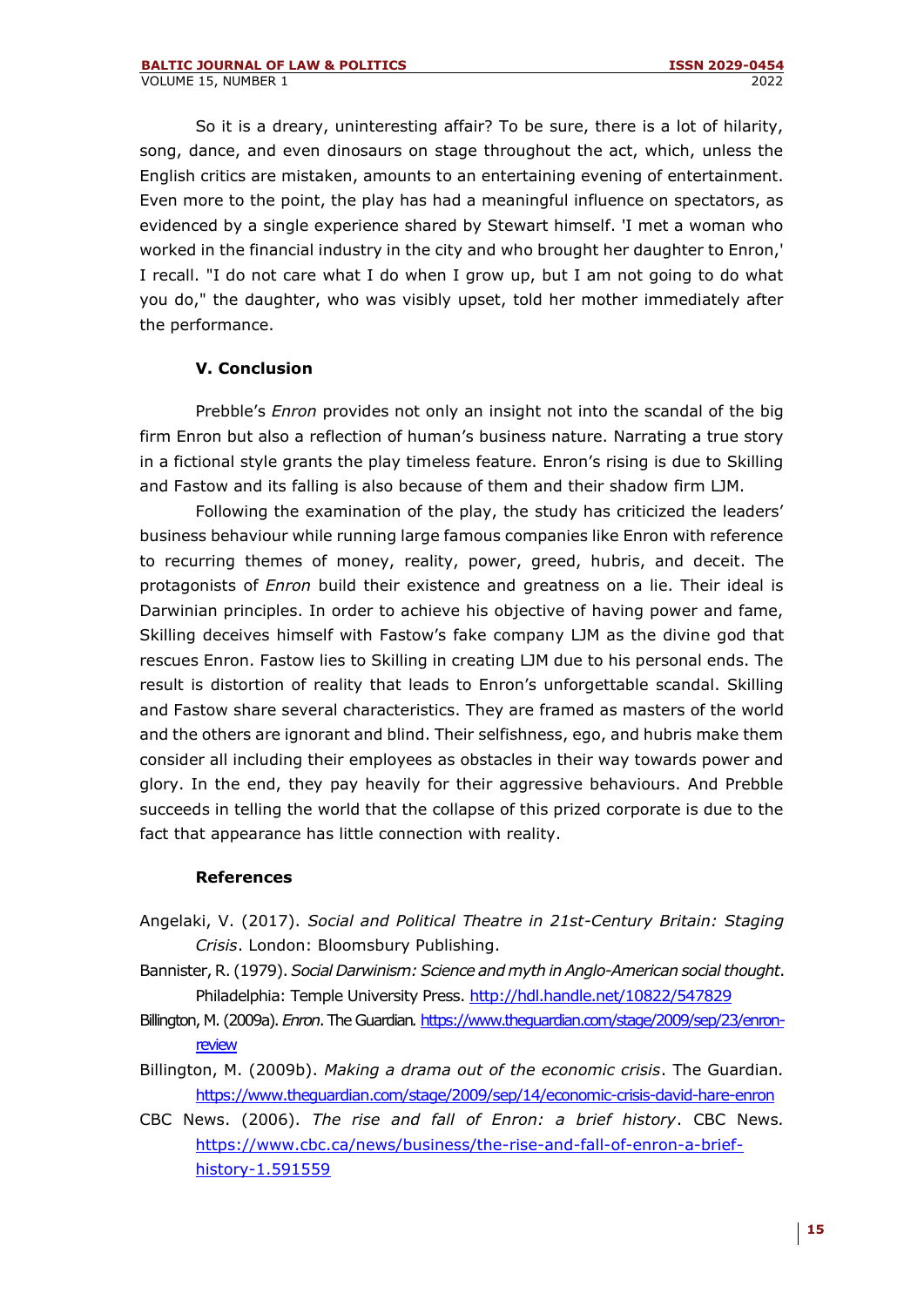So it is a dreary, uninteresting affair? To be sure, there is a lot of hilarity, song, dance, and even dinosaurs on stage throughout the act, which, unless the English critics are mistaken, amounts to an entertaining evening of entertainment. Even more to the point, the play has had a meaningful influence on spectators, as evidenced by a single experience shared by Stewart himself. 'I met a woman who worked in the financial industry in the city and who brought her daughter to Enron,' I recall. "I do not care what I do when I grow up, but I am not going to do what you do," the daughter, who was visibly upset, told her mother immediately after the performance.

### V. Conclusion

Prebble's *Enron* provides not only an insight not into the scandal of the big firm Enron but also a reflection of human's business nature. Narrating a true story in a fictional style grants the play timeless feature. Enron's rising is due to Skilling and Fastow and its falling is also because of them and their shadow firm LJM.

Following the examination of the play, the study has criticized the leaders' business behaviour while running large famous companies like Enron with reference to recurring themes of money, reality, power, greed, hubris, and deceit. The protagonists of *Enron* build their existence and greatness on a lie. Their ideal is Darwinian principles. In order to achieve his objective of having power and fame, Skilling deceives himself with Fastow's fake company LJM as the divine god that rescues Enron. Fastow lies to Skilling in creating LJM due to his personal ends. The result is distortion of reality that leads to Enron's unforgettable scandal. Skilling and Fastow share several characteristics. They are framed as masters of the world and the others are ignorant and blind. Their selfishness, ego, and hubris make them consider all including their employees as obstacles in their way towards power and glory. In the end, they pay heavily for their aggressive behaviours. And Prebble succeeds in telling the world that the collapse of this prized corporate is due to the fact that appearance has little connection with reality.

### References

Angelaki, V. (2017). *Social and Political Theatre in 21st-Century Britain: Staging Crisis*. London: Bloomsbury Publishing.

Bannister, R. (1979). *Social Darwinism: Science and myth in Anglo-American social thought*. Philadelphia: Temple University Press. http://hdl.handle.net/10822/547829

Billington, M. (2009a). *Enron*. The Guardian. https://www.theguardian.com/stage/2009/sep/23/enron-review

Billington, M. (2009b). *Making a drama out of the economic crisis*. The Guardian. https://www.theguardian.com/stage/2009/sep/14/economic-crisis-david-hare-enron

CBC News. (2006). *The rise and fall of Enron: a brief history*. CBC News. https://www.cbc.ca/news/business/the-rise-and-fall-of-enron-a-brief-history-1.591559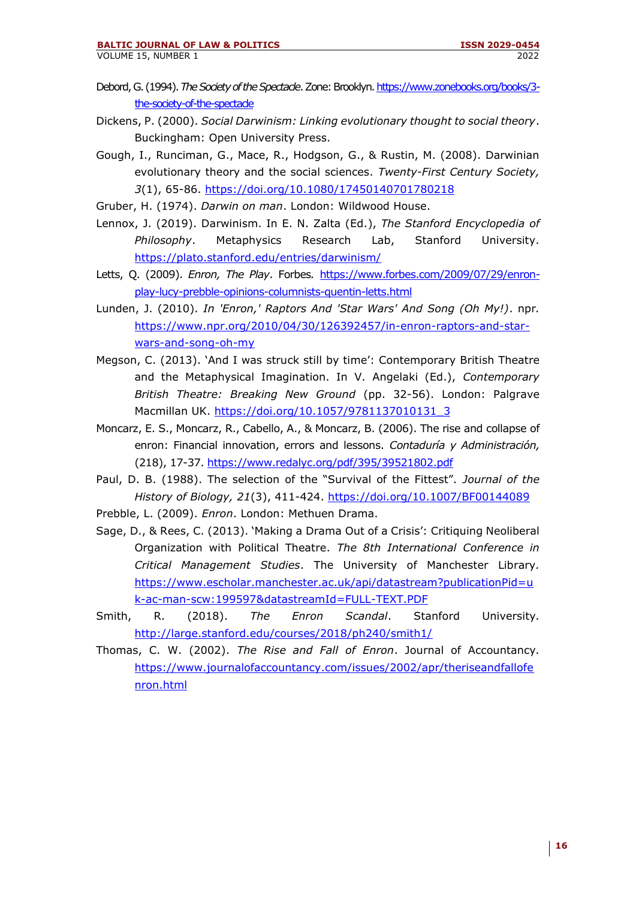Debord, G. (1994). *The Society of the Spectacle*. Zone: Brooklyn. https://www.zonebooks.org/books/3-the-society-of-the-spectacle

Dickens, P. (2000). *Social Darwinism: Linking evolutionary thought to social theory*. Buckingham: Open University Press.

Gough, I., Runciman, G., Mace, R., Hodgson, G., & Rustin, M. (2008). Darwinian evolutionary theory and the social sciences. *Twenty-First Century Society, 3*(1), 65-86. https://doi.org/10.1080/17450140701780218

Gruber, H. (1974). *Darwin on man*. London: Wildwood House.

Lennox, J. (2019). Darwinism. In E. N. Zalta (Ed.), *The Stanford Encyclopedia of Philosophy*. Metaphysics Research Lab, Stanford University. https://plato.stanford.edu/entries/darwinism/

Letts, Q. (2009). *Enron, The Play*. Forbes. https://www.forbes.com/2009/07/29/enron-play-lucy-prebble-opinions-columnists-quentin-letts.html

Lunden, J. (2010). *In 'Enron,' Raptors And 'Star Wars' And Song (Oh My!)*. npr. https://www.npr.org/2010/04/30/126392457/in-enron-raptors-and-star-wars-and-song-oh-my

Megson, C. (2013). 'And I was struck still by time': Contemporary British Theatre and the Metaphysical Imagination. In V. Angelaki (Ed.), *Contemporary British Theatre: Breaking New Ground* (pp. 32-56). London: Palgrave Macmillan UK. https://doi.org/10.1057/9781137010131_3

Moncarz, E. S., Moncarz, R., Cabello, A., & Moncarz, B. (2006). The rise and collapse of enron: Financial innovation, errors and lessons. *Contaduría y Administración,* (218), 17-37. https://www.redalyc.org/pdf/395/39521802.pdf

Paul, D. B. (1988). The selection of the "Survival of the Fittest". *Journal of the History of Biology, 21*(3), 411-424. https://doi.org/10.1007/BF00144089

Prebble, L. (2009). *Enron*. London: Methuen Drama.

Sage, D., & Rees, C. (2013). 'Making a Drama Out of a Crisis': Critiquing Neoliberal Organization with Political Theatre. *The 8th International Conference in Critical Management Studies*. The University of Manchester Library. https://www.escholar.manchester.ac.uk/api/datastream?publicationPid=uk-ac-man-scw:199597&datastreamId=FULL-TEXT.PDF

Smith, R. (2018). *The Enron Scandal*. Stanford University. http://large.stanford.edu/courses/2018/ph240/smith1/

Thomas, C. W. (2002). *The Rise and Fall of Enron*. Journal of Accountancy. https://www.journalofaccountancy.com/issues/2002/apr/theriseandfallofenron.html